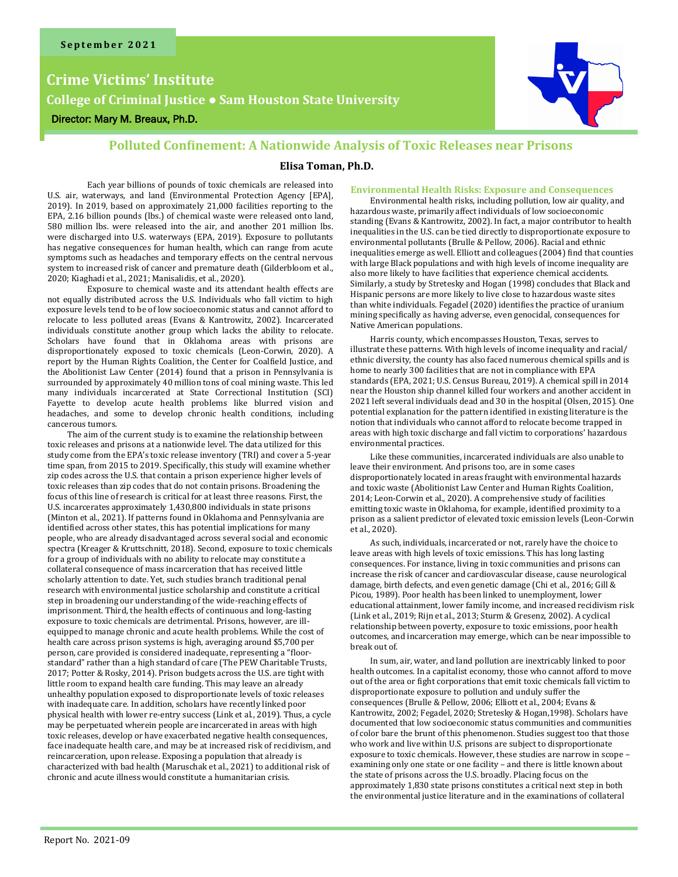September 2021

**Crime Victims' Institute**

**College of Criminal Justice ● Sam Houston State University**

Director: Mary M. Breaux, Ph.D.

# Polluted Confinement: A Nationwide Analysis of Toxic Releases near Prisons

**Elisa Toman, Ph.D.**

Each year billions of pounds of toxic chemicals are released into U.S. air, waterways, and land (Environmental Protection Agency [EPA], 2019). In 2019, based on approximately 21,000 facilities reporting to the EPA, 2.16 billion pounds (lbs.) of chemical waste were released onto land, 580 million lbs. were released into the air, and another 201 million lbs. were discharged into U.S. waterways (EPA, 2019). Exposure to pollutants has negative consequences for human health, which can range from acute symptoms such as headaches and temporary effects on the central nervous system to increased risk of cancer and premature death (Gilderbloom et al., 2020; Kiaghadi et al., 2021; Manisalidis, et al., 2020).

Exposure to chemical waste and its attendant health effects are not equally distributed across the U.S. Individuals who fall victim to high exposure levels tend to be of low socioeconomic status and cannot afford to relocate to less polluted areas (Evans & Kantrowitz, 2002). Incarcerated individuals constitute another group which lacks the ability to relocate. Scholars have found that in Oklahoma areas with prisons are disproportionately exposed to toxic chemicals (Leon-Corwin, 2020). A report by the Human Rights Coalition, the Center for Coalfield Justice, and the Abolitionist Law Center (2014) found that a prison in Pennsylvania is surrounded by approximately 40 million tons of coal mining waste. This led many individuals incarcerated at State Correctional Institution (SCI) Fayette to develop acute health problems like blurred vision and headaches, and some to develop chronic health conditions, including cancerous tumors.

The aim of the current study is to examine the relationship between toxic releases and prisons at a nationwide level. The data utilized for this study come from the EPA's toxic release inventory (TRI) and cover a 5-year time span, from 2015 to 2019. Specifically, this study will examine whether zip codes across the U.S. that contain a prison experience higher levels of toxic releases than zip codes that do not contain prisons. Broadening the focus of this line of research is critical for at least three reasons. First, the U.S. incarcerates approximately 1,430,800 individuals in state prisons (Minton et al., 2021). If patterns found in Oklahoma and Pennsylvania are identified across other states, this has potential implications for many people, who are already disadvantaged across several social and economic spectra (Kreager & Kruttschnitt, 2018). Second, exposure to toxic chemicals for a group of individuals with no ability to relocate may constitute a collateral consequence of mass incarceration that has received little scholarly attention to date. Yet, such studies branch traditional penal research with environmental justice scholarship and constitute a critical step in broadening our understanding of the wide-reaching effects of imprisonment. Third, the health effects of continuous and long-lasting exposure to toxic chemicals are detrimental. Prisons, however, are ill-equipped to manage chronic and acute health problems. While the cost of health care across prison systems is high, averaging around $5,700 per person, care provided is considered inadequate, representing a "floor-standard" rather than a high standard of care (The PEW Charitable Trusts, 2017; Potter & Rosky, 2014). Prison budgets across the U.S. are tight with little room to expand health care funding. This may leave an already unhealthy population exposed to disproportionate levels of toxic releases with inadequate care. In addition, scholars have recently linked poor physical health with lower re-entry success (Link et al., 2019). Thus, a cycle may be perpetuated wherein people are incarcerated in areas with high toxic releases, develop or have exacerbated negative health consequences, face inadequate health care, and may be at increased risk of recidivism, and reincarceration, upon release. Exposing a population that already is characterized with bad health (Maruschak et al., 2021) to additional risk of chronic and acute illness would constitute a humanitarian crisis.

## Environmental Health Risks: Exposure and Consequences

Environmental health risks, including pollution, low air quality, and hazardous waste, primarily affect individuals of low socioeconomic standing (Evans & Kantrowitz, 2002). In fact, a major contributor to health inequalities in the U.S. can be tied directly to disproportionate exposure to environmental pollutants (Brulle & Pellow, 2006). Racial and ethnic inequalities emerge as well. Elliott and colleagues (2004) find that counties with large Black populations and with high levels of income inequality are also more likely to have facilities that experience chemical accidents. Similarly, a study by Stretesky and Hogan (1998) concludes that Black and Hispanic persons are more likely to live close to hazardous waste sites than white individuals. Fegadel (2020) identifies the practice of uranium mining specifically as having adverse, even genocidal, consequences for Native American populations.

Harris county, which encompasses Houston, Texas, serves to illustrate these patterns. With high levels of income inequality and racial/ethnic diversity, the county has also faced numerous chemical spills and is home to nearly 300 facilities that are not in compliance with EPA standards (EPA, 2021; U.S. Census Bureau, 2019). A chemical spill in 2014 near the Houston ship channel killed four workers and another accident in 2021 left several individuals dead and 30 in the hospital (Olsen, 2015). One potential explanation for the pattern identified in existing literature is the notion that individuals who cannot afford to relocate become trapped in areas with high toxic discharge and fall victim to corporations' hazardous environmental practices.

Like these communities, incarcerated individuals are also unable to leave their environment. And prisons too, are in some cases disproportionately located in areas fraught with environmental hazards and toxic waste (Abolitionist Law Center and Human Rights Coalition, 2014; Leon-Corwin et al., 2020). A comprehensive study of facilities emitting toxic waste in Oklahoma, for example, identified proximity to a prison as a salient predictor of elevated toxic emission levels (Leon-Corwin et al., 2020).

As such, individuals, incarcerated or not, rarely have the choice to leave areas with high levels of toxic emissions. This has long lasting consequences. For instance, living in toxic communities and prisons can increase the risk of cancer and cardiovascular disease, cause neurological damage, birth defects, and even genetic damage (Chi et al., 2016; Gill & Picou, 1989). Poor health has been linked to unemployment, lower educational attainment, lower family income, and increased recidivism risk (Link et al., 2019; Rijn et al., 2013; Sturm & Gresenz, 2002). A cyclical relationship between poverty, exposure to toxic emissions, poor health outcomes, and incarceration may emerge, which can be near impossible to break out of.

In sum, air, water, and land pollution are inextricably linked to poor health outcomes. In a capitalist economy, those who cannot afford to move out of the area or fight corporations that emit toxic chemicals fall victim to disproportionate exposure to pollution and unduly suffer the consequences (Brulle & Pellow, 2006; Elliott et al., 2004; Evans & Kantrowitz, 2002; Fegadel, 2020; Stretesky & Hogan,1998). Scholars have documented that low socioeconomic status communities and communities of color bare the brunt of this phenomenon. Studies suggest too that those who work and live within U.S. prisons are subject to disproportionate exposure to toxic chemicals. However, these studies are narrow in scope – examining only one state or one facility – and there is little known about the state of prisons across the U.S. broadly. Placing focus on the approximately 1,830 state prisons constitutes a critical next step in both the environmental justice literature and in the examinations of collateral

Report No. 2021-09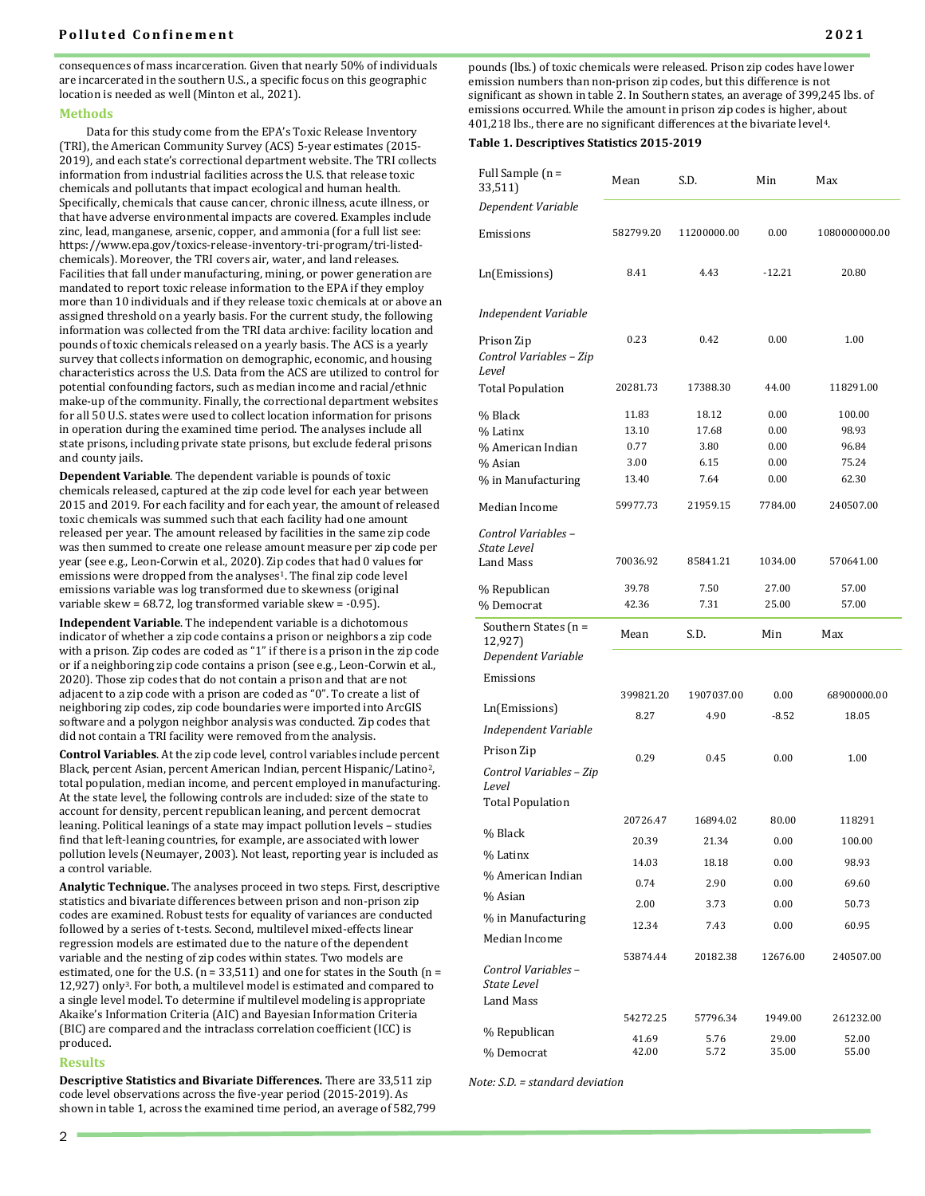consequences of mass incarceration. Given that nearly 50% of individuals are incarcerated in the southern U.S., a specific focus on this geographic location is needed as well (Minton et al., 2021).

## Methods

Data for this study come from the EPA's Toxic Release Inventory (TRI), the American Community Survey (ACS) 5-year estimates (2015-2019), and each state's correctional department website. The TRI collects information from industrial facilities across the U.S. that release toxic chemicals and pollutants that impact ecological and human health. Specifically, chemicals that cause cancer, chronic illness, acute illness, or that have adverse environmental impacts are covered. Examples include zinc, lead, manganese, arsenic, copper, and ammonia (for a full list see: https://www.epa.gov/toxics-release-inventory-tri-program/tri-listed-chemicals). Moreover, the TRI covers air, water, and land releases. Facilities that fall under manufacturing, mining, or power generation are mandated to report toxic release information to the EPA if they employ more than 10 individuals and if they release toxic chemicals at or above an assigned threshold on a yearly basis. For the current study, the following information was collected from the TRI data archive: facility location and pounds of toxic chemicals released on a yearly basis. The ACS is a yearly survey that collects information on demographic, economic, and housing characteristics across the U.S. Data from the ACS are utilized to control for potential confounding factors, such as median income and racial/ethnic make-up of the community. Finally, the correctional department websites for all 50 U.S. states were used to collect location information for prisons in operation during the examined time period. The analyses include all state prisons, including private state prisons, but exclude federal prisons and county jails.

**Dependent Variable**. The dependent variable is pounds of toxic chemicals released, captured at the zip code level for each year between 2015 and 2019. For each facility and for each year, the amount of released toxic chemicals was summed such that each facility had one amount released per year. The amount released by facilities in the same zip code was then summed to create one release amount measure per zip code per year (see e.g., Leon-Corwin et al., 2020). Zip codes that had 0 values for emissions were dropped from the analyses[1]. The final zip code level emissions variable was log transformed due to skewness (original variable skew = 68.72, log transformed variable skew = -0.95).

**Independent Variable**. The independent variable is a dichotomous indicator of whether a zip code contains a prison or neighbors a zip code with a prison. Zip codes are coded as "1" if there is a prison in the zip code or if a neighboring zip code contains a prison (see e.g., Leon-Corwin et al., 2020). Those zip codes that do not contain a prison and that are not adjacent to a zip code with a prison are coded as "0". To create a list of neighboring zip codes, zip code boundaries were imported into ArcGIS software and a polygon neighbor analysis was conducted. Zip codes that did not contain a TRI facility were removed from the analysis.

**Control Variables**. At the zip code level, control variables include percent Black, percent Asian, percent American Indian, percent Hispanic/Latino[2], total population, median income, and percent employed in manufacturing. At the state level, the following controls are included: size of the state to account for density, percent republican leaning, and percent democrat leaning. Political leanings of a state may impact pollution levels – studies find that left-leaning countries, for example, are associated with lower pollution levels (Neumayer, 2003). Not least, reporting year is included as a control variable.

**Analytic Technique.** The analyses proceed in two steps. First, descriptive statistics and bivariate differences between prison and non-prison zip codes are examined. Robust tests for equality of variances are conducted followed by a series of t-tests. Second, multilevel mixed-effects linear regression models are estimated due to the nature of the dependent variable and the nesting of zip codes within states. Two models are estimated, one for the U.S. (n = 33,511) and one for states in the South (n = 12,927) only[3]. For both, a multilevel model is estimated and compared to a single level model. To determine if multilevel modeling is appropriate Akaike's Information Criteria (AIC) and Bayesian Information Criteria (BIC) are compared and the intraclass correlation coefficient (ICC) is produced.

## Results

**Descriptive Statistics and Bivariate Differences.** There are 33,511 zip code level observations across the five-year period (2015-2019). As shown in table 1, across the examined time period, an average of 582,799 pounds (lbs.) of toxic chemicals were released. Prison zip codes have lower emission numbers than non-prison zip codes, but this difference is not significant as shown in table 2. In Southern states, an average of 399,245 lbs. of emissions occurred. While the amount in prison zip codes is higher, about 401,218 lbs., there are no significant differences at the bivariate level[4].

**Table 1. Descriptives Statistics 2015-2019**

| Full Sample (n = 33,511) | Mean | S.D. | Min | Max |
|---|---|---|---|---|
| *Dependent Variable* | | | | |
| Emissions | 582799.20 | 11200000.00 | 0.00 | 1080000000.00 |
| Ln(Emissions) | 8.41 | 4.43 | -12.21 | 20.80 |
| *Independent Variable* | | | | |
| Prison Zip | 0.23 | 0.42 | 0.00 | 1.00 |
| *Control Variables – Zip Level* | | | | |
| Total Population | 20281.73 | 17388.30 | 44.00 | 118291.00 |
| % Black | 11.83 | 18.12 | 0.00 | 100.00 |
| % Latinx | 13.10 | 17.68 | 0.00 | 98.93 |
| % American Indian | 0.77 | 3.80 | 0.00 | 96.84 |
| % Asian | 3.00 | 6.15 | 0.00 | 75.24 |
| % in Manufacturing | 13.40 | 7.64 | 0.00 | 62.30 |
| Median Income | 59977.73 | 21959.15 | 7784.00 | 240507.00 |
| *Control Variables – State Level* | | | | |
| Land Mass | 70036.92 | 85841.21 | 1034.00 | 570641.00 |
| % Republican | 39.78 | 7.50 | 27.00 | 57.00 |
| % Democrat | 42.36 | 7.31 | 25.00 | 57.00 |
| **Southern States (n = 12,927)** | **Mean** | **S.D.** | **Min** | **Max** |
| *Dependent Variable* | | | | |
| Emissions | 399821.20 | 1907037.00 | 0.00 | 68900000.00 |
| Ln(Emissions) | 8.27 | 4.90 | -8.52 | 18.05 |
| *Independent Variable* | | | | |
| Prison Zip | 0.29 | 0.45 | 0.00 | 1.00 |
| *Control Variables – Zip Level* | | | | |
| Total Population | 20726.47 | 16894.02 | 80.00 | 118291 |
| % Black | 20.39 | 21.34 | 0.00 | 100.00 |
| % Latinx | 14.03 | 18.18 | 0.00 | 98.93 |
| % American Indian | 0.74 | 2.90 | 0.00 | 69.60 |
| % Asian | 2.00 | 3.73 | 0.00 | 50.73 |
| % in Manufacturing | 12.34 | 7.43 | 0.00 | 60.95 |
| Median Income | 53874.44 | 20182.38 | 12676.00 | 240507.00 |
| *Control Variables – State Level* | | | | |
| Land Mass | 54272.25 | 57796.34 | 1949.00 | 261232.00 |
| % Republican | 41.69 | 5.76 | 29.00 | 52.00 |
| % Democrat | 42.00 | 5.72 | 35.00 | 55.00 |

*Note: S.D. = standard deviation*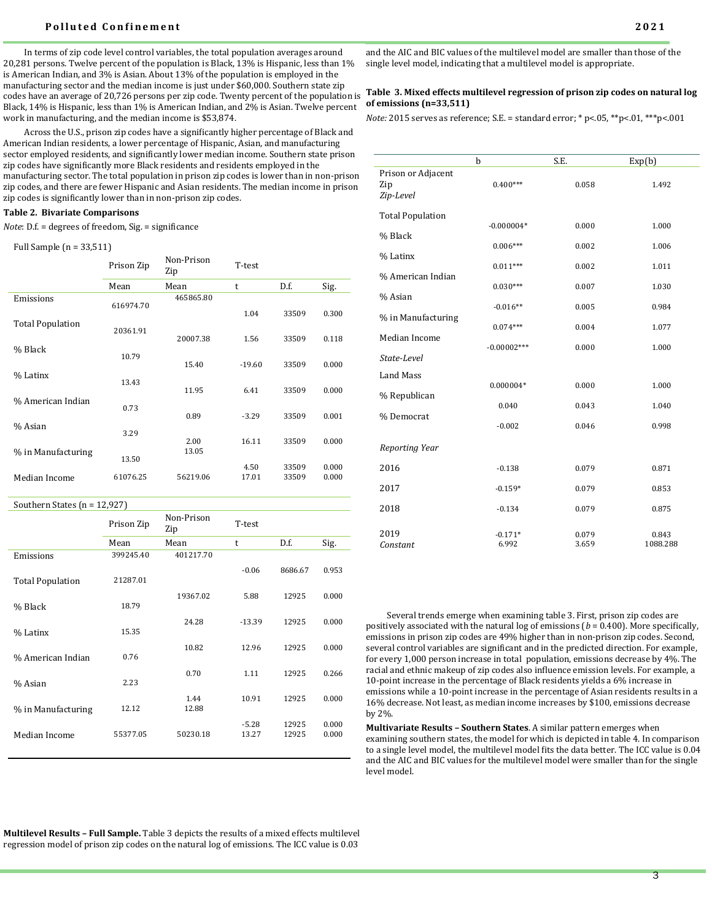In terms of zip code level control variables, the total population averages around 20,281 persons. Twelve percent of the population is Black, 13% is Hispanic, less than 1% is American Indian, and 3% is Asian. About 13% of the population is employed in the manufacturing sector and the median income is just under $60,000. Southern state zip codes have an average of 20,726 persons per zip code. Twenty percent of the population is Black, 14% is Hispanic, less than 1% is American Indian, and 2% is Asian. Twelve percent work in manufacturing, and the median income is $53,874.

Across the U.S., prison zip codes have a significantly higher percentage of Black and American Indian residents, a lower percentage of Hispanic, Asian, and manufacturing sector employed residents, and significantly lower median income. Southern state prison zip codes have significantly more Black residents and residents employed in the manufacturing sector. The total population in prison zip codes is lower than in non-prison zip codes, and there are fewer Hispanic and Asian residents. The median income in prison zip codes is significantly lower than in non-prison zip codes.

**Table 2. Bivariate Comparisons**

*Note*: D.f. = degrees of freedom, Sig. = significance

Full Sample (n = 33,511)

| | Prison Zip | Non-Prison Zip | T-test | | |
|---|---|---|---|---|---|
| | Mean | Mean | t | D.f. | Sig. |
| Emissions | 616974.70 | 465865.80 | 1.04 | 33509 | 0.300 |
| Total Population | 20361.91 | 20007.38 | 1.56 | 33509 | 0.118 |
| % Black | 10.79 | 15.40 | -19.60 | 33509 | 0.000 |
| % Latinx | 13.43 | 11.95 | 6.41 | 33509 | 0.000 |
| % American Indian | 0.73 | 0.89 | -3.29 | 33509 | 0.001 |
| % Asian | 3.29 | 2.00 | 16.11 | 33509 | 0.000 |
| % in Manufacturing | 13.50 | 13.05 | 4.50 | 33509 | 0.000 |
| Median Income | 61076.25 | 56219.06 | 17.01 | 33509 | 0.000 |

Southern States (n = 12,927)

| | Prison Zip | Non-Prison Zip | T-test | | |
|---|---|---|---|---|---|
| | Mean | Mean | t | D.f. | Sig. |
| Emissions | 399245.40 | 401217.70 | -0.06 | 8686.67 | 0.953 |
| Total Population | 21287.01 | 19367.02 | 5.88 | 12925 | 0.000 |
| % Black | 18.79 | 24.28 | -13.39 | 12925 | 0.000 |
| % Latinx | 15.35 | 10.82 | 12.96 | 12925 | 0.000 |
| % American Indian | 0.76 | 0.70 | 1.11 | 12925 | 0.266 |
| % Asian | 2.23 | 1.44 | 10.91 | 12925 | 0.000 |
| % in Manufacturing | 12.12 | 12.88 | -5.28 | 12925 | 0.000 |
| Median Income | 55377.05 | 50230.18 | 13.27 | 12925 | 0.000 |

**Multilevel Results – Full Sample.** Table 3 depicts the results of a mixed effects multilevel regression model of prison zip codes on the natural log of emissions. The ICC value is 0.03 and the AIC and BIC values of the multilevel model are smaller than those of the single level model, indicating that a multilevel model is appropriate.

**Table 3. Mixed effects multilevel regression of prison zip codes on natural log of emissions (n=33,511)**

*Note:* 2015 serves as reference; S.E. = standard error; * p<.05, **p<.01, ***p<.001

| | b | S.E. | Exp(b) |
|---|---|---|---|
| Prison or Adjacent Zip | 0.400*** | 0.058 | 1.492 |
| *Zip-Level* | | | |
| Total Population | -0.000004* | 0.000 | 1.000 |
| % Black | 0.006*** | 0.002 | 1.006 |
| % Latinx | 0.011*** | 0.002 | 1.011 |
| % American Indian | 0.030*** | 0.007 | 1.030 |
| % Asian | -0.016** | 0.005 | 0.984 |
| % in Manufacturing | 0.074*** | 0.004 | 1.077 |
| Median Income | -0.00002*** | 0.000 | 1.000 |
| *State-Level* | | | |
| Land Mass | 0.000004* | 0.000 | 1.000 |
| % Republican | 0.040 | 0.043 | 1.040 |
| % Democrat | -0.002 | 0.046 | 0.998 |
| *Reporting Year* | | | |
| 2016 | -0.138 | 0.079 | 0.871 |
| 2017 | -0.159* | 0.079 | 0.853 |
| 2018 | -0.134 | 0.079 | 0.875 |
| 2019 | -0.171* | 0.079 | 0.843 |
| *Constant* | 6.992 | 3.659 | 1088.288 |

Several trends emerge when examining table 3. First, prison zip codes are positively associated with the natural log of emissions ($b$ = 0.400). More specifically, emissions in prison zip codes are 49% higher than in non-prison zip codes. Second, several control variables are significant and in the predicted direction. For example, for every 1,000 person increase in total population, emissions decrease by 4%. The racial and ethnic makeup of zip codes also influence emission levels. For example, a 10-point increase in the percentage of Black residents yields a 6% increase in emissions while a 10-point increase in the percentage of Asian residents results in a 16% decrease. Not least, as median income increases by $100, emissions decrease by 2%.

**Multivariate Results – Southern States**. A similar pattern emerges when examining southern states, the model for which is depicted in table 4. In comparison to a single level model, the multilevel model fits the data better. The ICC value is 0.04 and the AIC and BIC values for the multilevel model were smaller than for the single level model.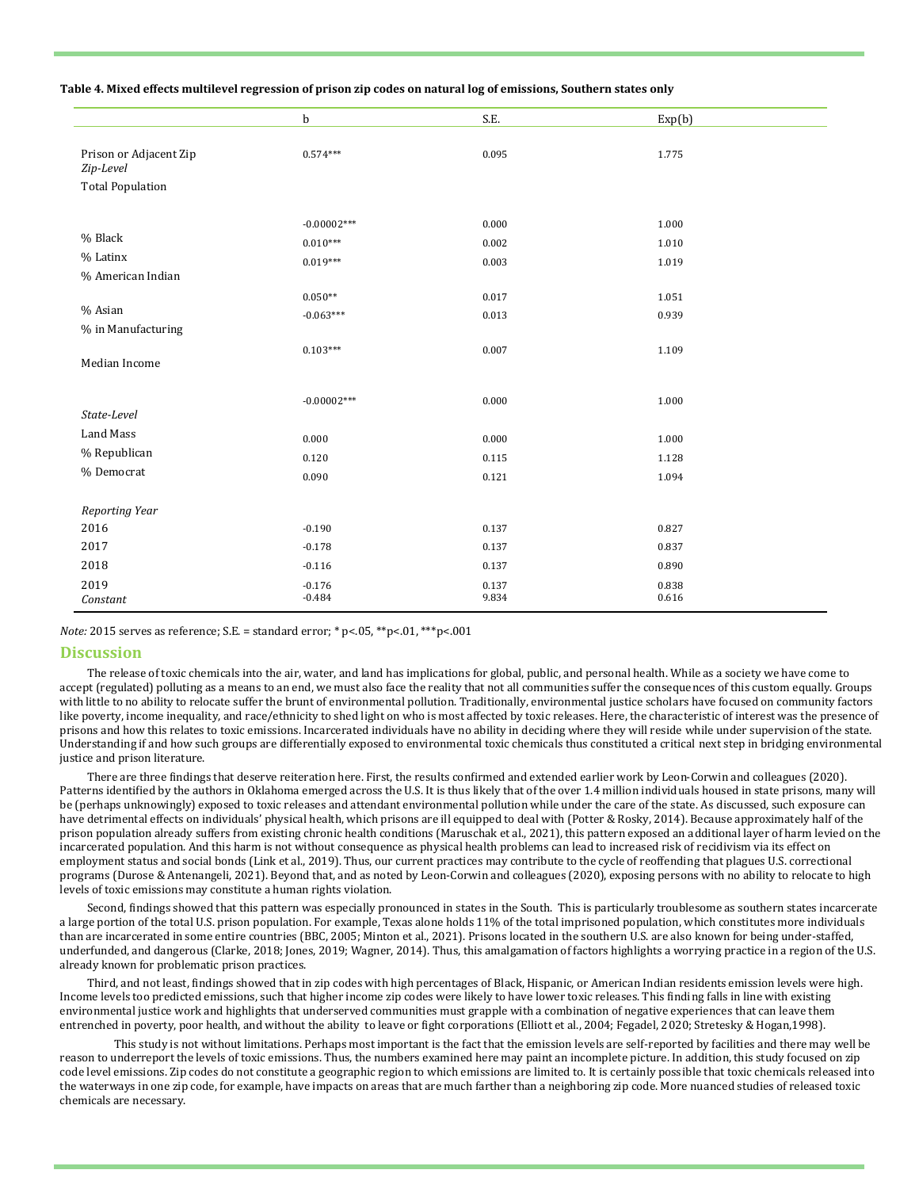**Table 4. Mixed effects multilevel regression of prison zip codes on natural log of emissions, Southern states only**

| | b | S.E. | Exp(b) |
|---|---|---|---|
| Prison or Adjacent Zip | 0.574*** | 0.095 | 1.775 |
| *Zip-Level* | | | |
| Total Population | -0.00002*** | 0.000 | 1.000 |
| % Black | 0.010*** | 0.002 | 1.010 |
| % Latinx | 0.019*** | 0.003 | 1.019 |
| % American Indian | 0.050** | 0.017 | 1.051 |
| % Asian | -0.063*** | 0.013 | 0.939 |
| % in Manufacturing | 0.103*** | 0.007 | 1.109 |
| Median Income | -0.00002*** | 0.000 | 1.000 |
| *State-Level* | | | |
| Land Mass | 0.000 | 0.000 | 1.000 |
| % Republican | 0.120 | 0.115 | 1.128 |
| % Democrat | 0.090 | 0.121 | 1.094 |
| *Reporting Year* | | | |
| 2016 | -0.190 | 0.137 | 0.827 |
| 2017 | -0.178 | 0.137 | 0.837 |
| 2018 | -0.116 | 0.137 | 0.890 |
| 2019 | -0.176 | 0.137 | 0.838 |
| *Constant* | -0.484 | 9.834 | 0.616 |

*Note:* 2015 serves as reference; S.E. = standard error; * p<.05, **p<.01, ***p<.001

## Discussion

The release of toxic chemicals into the air, water, and land has implications for global, public, and personal health. While as a society we have come to accept (regulated) polluting as a means to an end, we must also face the reality that not all communities suffer the consequences of this custom equally. Groups with little to no ability to relocate suffer the brunt of environmental pollution. Traditionally, environmental justice scholars have focused on community factors like poverty, income inequality, and race/ethnicity to shed light on who is most affected by toxic releases. Here, the characteristic of interest was the presence of prisons and how this relates to toxic emissions. Incarcerated individuals have no ability in deciding where they will reside while under supervision of the state. Understanding if and how such groups are differentially exposed to environmental toxic chemicals thus constituted a critical next step in bridging environmental justice and prison literature.

There are three findings that deserve reiteration here. First, the results confirmed and extended earlier work by Leon-Corwin and colleagues (2020). Patterns identified by the authors in Oklahoma emerged across the U.S. It is thus likely that of the over 1.4 million individuals housed in state prisons, many will be (perhaps unknowingly) exposed to toxic releases and attendant environmental pollution while under the care of the state. As discussed, such exposure can have detrimental effects on individuals' physical health, which prisons are ill equipped to deal with (Potter & Rosky, 2014). Because approximately half of the prison population already suffers from existing chronic health conditions (Maruschak et al., 2021), this pattern exposed an additional layer of harm levied on the incarcerated population. And this harm is not without consequence as physical health problems can lead to increased risk of recidivism via its effect on employment status and social bonds (Link et al., 2019). Thus, our current practices may contribute to the cycle of reoffending that plagues U.S. correctional programs (Durose & Antenangeli, 2021). Beyond that, and as noted by Leon-Corwin and colleagues (2020), exposing persons with no ability to relocate to high levels of toxic emissions may constitute a human rights violation.

Second, findings showed that this pattern was especially pronounced in states in the South. This is particularly troublesome as southern states incarcerate a large portion of the total U.S. prison population. For example, Texas alone holds 11% of the total imprisoned population, which constitutes more individuals than are incarcerated in some entire countries (BBC, 2005; Minton et al., 2021). Prisons located in the southern U.S. are also known for being under-staffed, underfunded, and dangerous (Clarke, 2018; Jones, 2019; Wagner, 2014). Thus, this amalgamation of factors highlights a worrying practice in a region of the U.S. already known for problematic prison practices.

Third, and not least, findings showed that in zip codes with high percentages of Black, Hispanic, or American Indian residents emission levels were high. Income levels too predicted emissions, such that higher income zip codes were likely to have lower toxic releases. This finding falls in line with existing environmental justice work and highlights that underserved communities must grapple with a combination of negative experiences that can leave them entrenched in poverty, poor health, and without the ability to leave or fight corporations (Elliott et al., 2004; Fegadel, 2020; Stretesky & Hogan,1998).

This study is not without limitations. Perhaps most important is the fact that the emission levels are self-reported by facilities and there may well be reason to underreport the levels of toxic emissions. Thus, the numbers examined here may paint an incomplete picture. In addition, this study focused on zip code level emissions. Zip codes do not constitute a geographic region to which emissions are limited to. It is certainly possible that toxic chemicals released into the waterways in one zip code, for example, have impacts on areas that are much farther than a neighboring zip code. More nuanced studies of released toxic chemicals are necessary.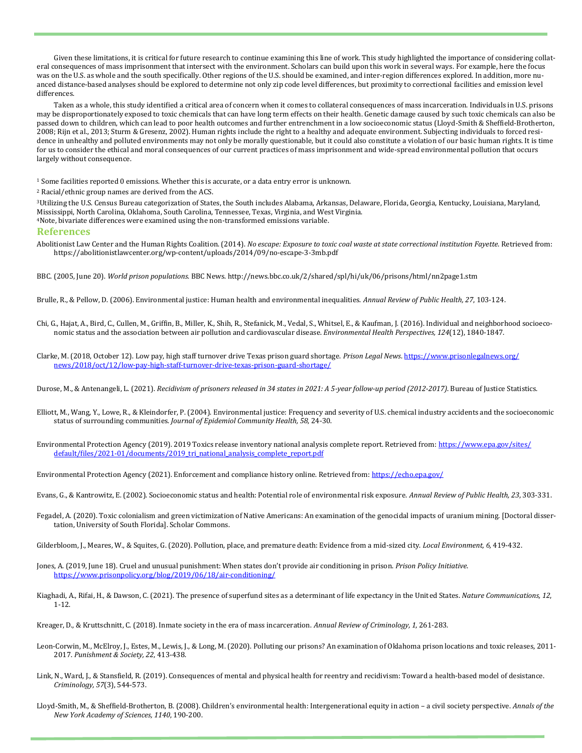Given these limitations, it is critical for future research to continue examining this line of work. This study highlighted the importance of considering collateral consequences of mass imprisonment that intersect with the environment. Scholars can build upon this work in several ways. For example, here the focus was on the U.S. as whole and the south specifically. Other regions of the U.S. should be examined, and inter-region differences explored. In addition, more nuanced distance-based analyses should be explored to determine not only zip code level differences, but proximity to correctional facilities and emission level differences.

Taken as a whole, this study identified a critical area of concern when it comes to collateral consequences of mass incarceration. Individuals in U.S. prisons may be disproportionately exposed to toxic chemicals that can have long term effects on their health. Genetic damage caused by such toxic chemicals can also be passed down to children, which can lead to poor health outcomes and further entrenchment in a low socioeconomic status (Lloyd-Smith & Sheffield-Brotherton, 2008; Rijn et al., 2013; Sturm & Gresenz, 2002). Human rights include the right to a healthy and adequate environment. Subjecting individuals to forced residence in unhealthy and polluted environments may not only be morally questionable, but it could also constitute a violation of our basic human rights. It is time for us to consider the ethical and moral consequences of our current practices of mass imprisonment and wide-spread environmental pollution that occurs largely without consequence.

[1] Some facilities reported 0 emissions. Whether this is accurate, or a data entry error is unknown.

[2] Racial/ethnic group names are derived from the ACS.

[3] Utilizing the U.S. Census Bureau categorization of States, the South includes Alabama, Arkansas, Delaware, Florida, Georgia, Kentucky, Louisiana, Maryland, Mississippi, North Carolina, Oklahoma, South Carolina, Tennessee, Texas, Virginia, and West Virginia.

[4] Note, bivariate differences were examined using the non-transformed emissions variable.

## References

Abolitionist Law Center and the Human Rights Coalition. (2014). *No escape: Exposure to toxic coal waste at state correctional institution Fayette.* Retrieved from: https://abolitionistlawcenter.org/wp-content/uploads/2014/09/no-escape-3-3mb.pdf

BBC. (2005, June 20). *World prison populations.* BBC News. http://news.bbc.co.uk/2/shared/spl/hi/uk/06/prisons/html/nn2page1.stm

Brulle, R., & Pellow, D. (2006). Environmental justice: Human health and environmental inequalities. *Annual Review of Public Health, 27*, 103-124.

Chi, G., Hajat, A., Bird, C., Cullen, M., Griffin, B., Miller, K., Shih, R., Stefanick, M., Vedal, S., Whitsel, E., & Kaufman, J. (2016). Individual and neighborhood socioeconomic status and the association between air pollution and cardiovascular disease. *Environmental Health Perspectives, 124*(12), 1840-1847.

Clarke, M. (2018, October 12). Low pay, high staff turnover drive Texas prison guard shortage. *Prison Legal News*. https://www.prisonlegalnews.org/news/2018/oct/12/low-pay-high-staff-turnover-drive-texas-prison-guard-shortage/

Durose, M., & Antenangeli, L. (2021). *Recidivism of prisoners released in 34 states in 2021: A 5-year follow-up period (2012-2017)*. Bureau of Justice Statistics.

Elliott, M., Wang, Y., Lowe, R., & Kleindorfer, P. (2004). Environmental justice: Frequency and severity of U.S. chemical industry accidents and the socioeconomic status of surrounding communities. *Journal of Epidemiol Community Health, 58*, 24-30.

Environmental Protection Agency (2019). 2019 Toxics release inventory national analysis complete report. Retrieved from: https://www.epa.gov/sites/default/files/2021-01/documents/2019_tri_national_analysis_complete_report.pdf

Environmental Protection Agency (2021). Enforcement and compliance history online. Retrieved from: https://echo.epa.gov/

Evans, G., & Kantrowitz, E. (2002). Socioeconomic status and health: Potential role of environmental risk exposure. *Annual Review of Public Health, 23*, 303-331.

Fegadel, A. (2020). Toxic colonialism and green victimization of Native Americans: An examination of the genocidal impacts of uranium mining. [Doctoral dissertation, University of South Florida]. Scholar Commons.

Gilderbloom, J., Meares, W., & Squites, G. (2020). Pollution, place, and premature death: Evidence from a mid-sized city. *Local Environment, 6,* 419-432.

Jones, A. (2019, June 18). Cruel and unusual punishment: When states don't provide air conditioning in prison. *Prison Policy Initiative.* https://www.prisonpolicy.org/blog/2019/06/18/air-conditioning/

Kiaghadi, A., Rifai, H., & Dawson, C. (2021). The presence of superfund sites as a determinant of life expectancy in the United States. *Nature Communications, 12*, 1-12.

Kreager, D., & Kruttschnitt, C. (2018). Inmate society in the era of mass incarceration. *Annual Review of Criminology, 1*, 261-283.

Leon-Corwin, M., McElroy, J., Estes, M., Lewis, J., & Long, M. (2020). Polluting our prisons? An examination of Oklahoma prison locations and toxic releases, 2011-2017. *Punishment & Society, 22*, 413-438.

Link, N., Ward, J., & Stansfield, R. (2019). Consequences of mental and physical health for reentry and recidivism: Toward a health-based model of desistance. *Criminology, 57*(3), 544-573.

Lloyd-Smith, M., & Sheffield-Brotherton, B. (2008). Children's environmental health: Intergenerational equity in action – a civil society perspective. *Annals of the New York Academy of Sciences, 1140*, 190-200.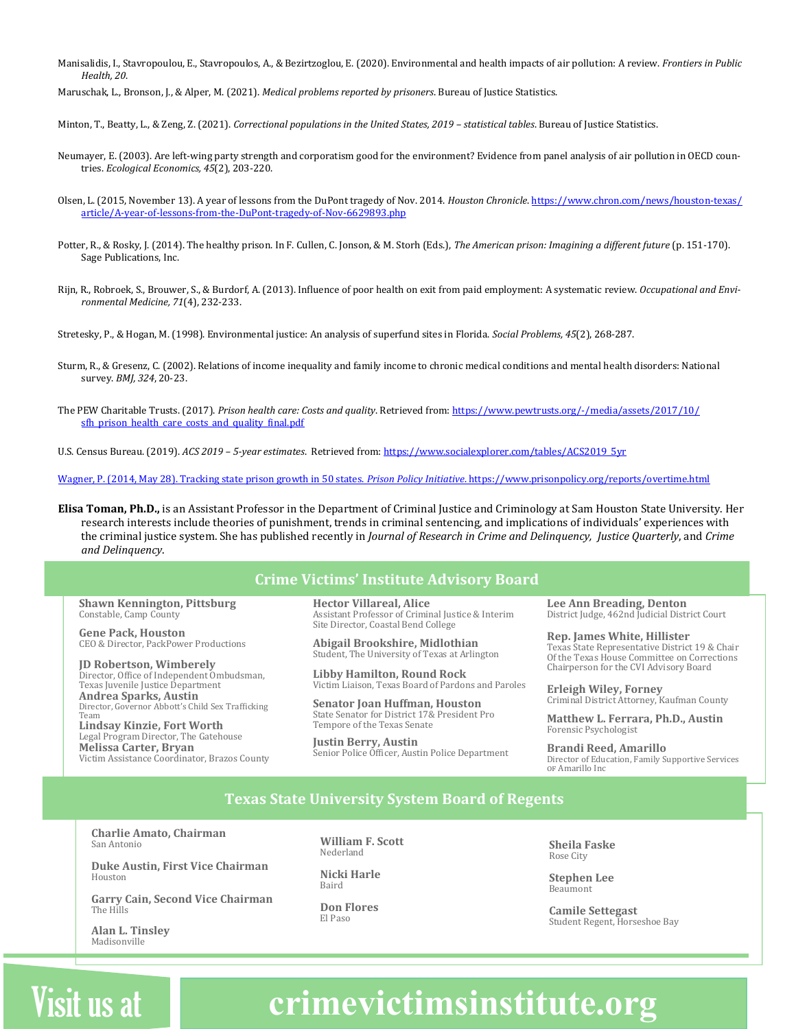Manisalidis, I., Stavropoulou, E., Stavropoulos, A., & Bezirtzoglou, E. (2020). Environmental and health impacts of air pollution: A review. *Frontiers in Public Health, 20*.

Maruschak, L., Bronson, J., & Alper, M. (2021). *Medical problems reported by prisoners*. Bureau of Justice Statistics.

Minton, T., Beatty, L., & Zeng, Z. (2021). *Correctional populations in the United States, 2019 – statistical tables*. Bureau of Justice Statistics.

Neumayer, E. (2003). Are left-wing party strength and corporatism good for the environment? Evidence from panel analysis of air pollution in OECD countries. *Ecological Economics, 45*(2), 203-220.

Olsen, L. (2015, November 13). A year of lessons from the DuPont tragedy of Nov. 2014. *Houston Chronicle*. https://www.chron.com/news/houston-texas/article/A-year-of-lessons-from-the-DuPont-tragedy-of-Nov-6629893.php

Potter, R., & Rosky, J. (2014). The healthy prison. In F. Cullen, C. Jonson, & M. Storh (Eds.), *The American prison: Imagining a different future* (p. 151-170). Sage Publications, Inc.

Rijn, R., Robroek, S., Brouwer, S., & Burdorf, A. (2013). Influence of poor health on exit from paid employment: A systematic review. *Occupational and Environmental Medicine, 71*(4), 232-233.

Stretesky, P., & Hogan, M. (1998). Environmental justice: An analysis of superfund sites in Florida. *Social Problems, 45*(2), 268-287.

Sturm, R., & Gresenz, C. (2002). Relations of income inequality and family income to chronic medical conditions and mental health disorders: National survey. *BMJ, 324*, 20-23.

The PEW Charitable Trusts. (2017). *Prison health care: Costs and quality*. Retrieved from: https://www.pewtrusts.org/-/media/assets/2017/10/sfh_prison_health_care_costs_and_quality_final.pdf

U.S. Census Bureau. (2019). *ACS 2019 – 5-year estimates*. Retrieved from: https://www.socialexplorer.com/tables/ACS2019_5yr

Wagner, P. (2014, May 28). Tracking state prison growth in 50 states. *Prison Policy Initiative*. https://www.prisonpolicy.org/reports/overtime.html

**Elisa Toman, Ph.D.,** is an Assistant Professor in the Department of Criminal Justice and Criminology at Sam Houston State University. Her research interests include theories of punishment, trends in criminal sentencing, and implications of individuals' experiences with the criminal justice system. She has published recently in *Journal of Research in Crime and Delinquency*, *Justice Quarterly*, and *Crime and Delinquency*.

## Crime Victims' Institute Advisory Board

**Shawn Kennington, Pittsburg**
Constable, Camp County

**Gene Pack, Houston**
CEO & Director, PackPower Productions

**JD Robertson, Wimberely**
Director, Office of Independent Ombudsman, Texas Juvenile Justice Department

**Andrea Sparks, Austin**
Director, Governor Abbott's Child Sex Trafficking Team

**Lindsay Kinzie, Fort Worth**
Legal Program Director, The Gatehouse

**Melissa Carter, Bryan**
Victim Assistance Coordinator, Brazos County

**Hector Villareal, Alice**
Assistant Professor of Criminal Justice & Interim Site Director, Coastal Bend College

**Abigail Brookshire, Midlothian**
Student, The University of Texas at Arlington

**Libby Hamilton, Round Rock**
Victim Liaison, Texas Board of Pardons and Paroles

**Senator Joan Huffman, Houston**
State Senator for District 17& President Pro Tempore of the Texas Senate

**Justin Berry, Austin**
Senior Police Officer, Austin Police Department

**Lee Ann Breading, Denton**
District Judge, 462nd Judicial District Court

**Rep. James White, Hillister**
Texas State Representative District 19 & Chair Of the Texas House Committee on Corrections Chairperson for the CVI Advisory Board

**Erleigh Wiley, Forney**
Criminal District Attorney, Kaufman County

**Matthew L. Ferrara, Ph.D., Austin**
Forensic Psychologist

**Brandi Reed, Amarillo**
Director of Education, Family Supportive Services of Amarillo Inc

## Texas State University System Board of Regents

**Charlie Amato, Chairman**
San Antonio

**Duke Austin, First Vice Chairman**
Houston

**Garry Cain, Second Vice Chairman**
The Hills

**Alan L. Tinsley**
Madisonville

**William F. Scott**
Nederland

**Nicki Harle**
Baird

**Don Flores**
El Paso

**Sheila Faske**
Rose City

**Stephen Lee**
Beaumont

**Camile Settegast**
Student Regent, Horseshoe Bay

Visit us at crimevictimsinstitute.org